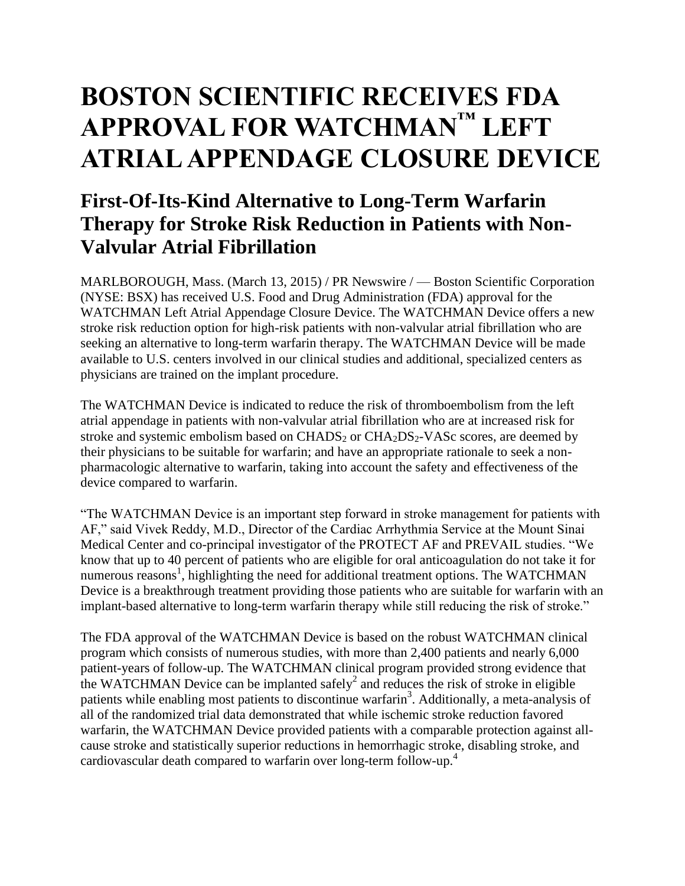# BOSTON SCIENTIFIC RECEIVES FDA APPROVAL FOR WATCHMAN™ LEFT ATRIAL APPENDAGE CLOSURE DEVICE

## First-Of-Its-Kind Alternative to Long-Term Warfarin Therapy for Stroke Risk Reduction in Patients with Non-Valvular Atrial Fibrillation

MARLBOROUGH, Mass. (March 13, 2015) / PR Newswire / — Boston Scientific Corporation (NYSE: BSX) has received U.S. Food and Drug Administration (FDA) approval for the WATCHMAN Left Atrial Appendage Closure Device. The WATCHMAN Device offers a new stroke risk reduction option for high-risk patients with non-valvular atrial fibrillation who are seeking an alternative to long-term warfarin therapy. The WATCHMAN Device will be made available to U.S. centers involved in our clinical studies and additional, specialized centers as physicians are trained on the implant procedure.

The WATCHMAN Device is indicated to reduce the risk of thromboembolism from the left atrial appendage in patients with non-valvular atrial fibrillation who are at increased risk for stroke and systemic embolism based on $CHADS_2$ or $CHA_2DS_2$-VASc scores, are deemed by their physicians to be suitable for warfarin; and have an appropriate rationale to seek a non-pharmacologic alternative to warfarin, taking into account the safety and effectiveness of the device compared to warfarin.

"The WATCHMAN Device is an important step forward in stroke management for patients with AF," said Vivek Reddy, M.D., Director of the Cardiac Arrhythmia Service at the Mount Sinai Medical Center and co-principal investigator of the PROTECT AF and PREVAIL studies. "We know that up to 40 percent of patients who are eligible for oral anticoagulation do not take it for numerous reasons[1], highlighting the need for additional treatment options. The WATCHMAN Device is a breakthrough treatment providing those patients who are suitable for warfarin with an implant-based alternative to long-term warfarin therapy while still reducing the risk of stroke."

The FDA approval of the WATCHMAN Device is based on the robust WATCHMAN clinical program which consists of numerous studies, with more than 2,400 patients and nearly 6,000 patient-years of follow-up. The WATCHMAN clinical program provided strong evidence that the WATCHMAN Device can be implanted safely[2] and reduces the risk of stroke in eligible patients while enabling most patients to discontinue warfarin[3]. Additionally, a meta-analysis of all of the randomized trial data demonstrated that while ischemic stroke reduction favored warfarin, the WATCHMAN Device provided patients with a comparable protection against all-cause stroke and statistically superior reductions in hemorrhagic stroke, disabling stroke, and cardiovascular death compared to warfarin over long-term follow-up.[4]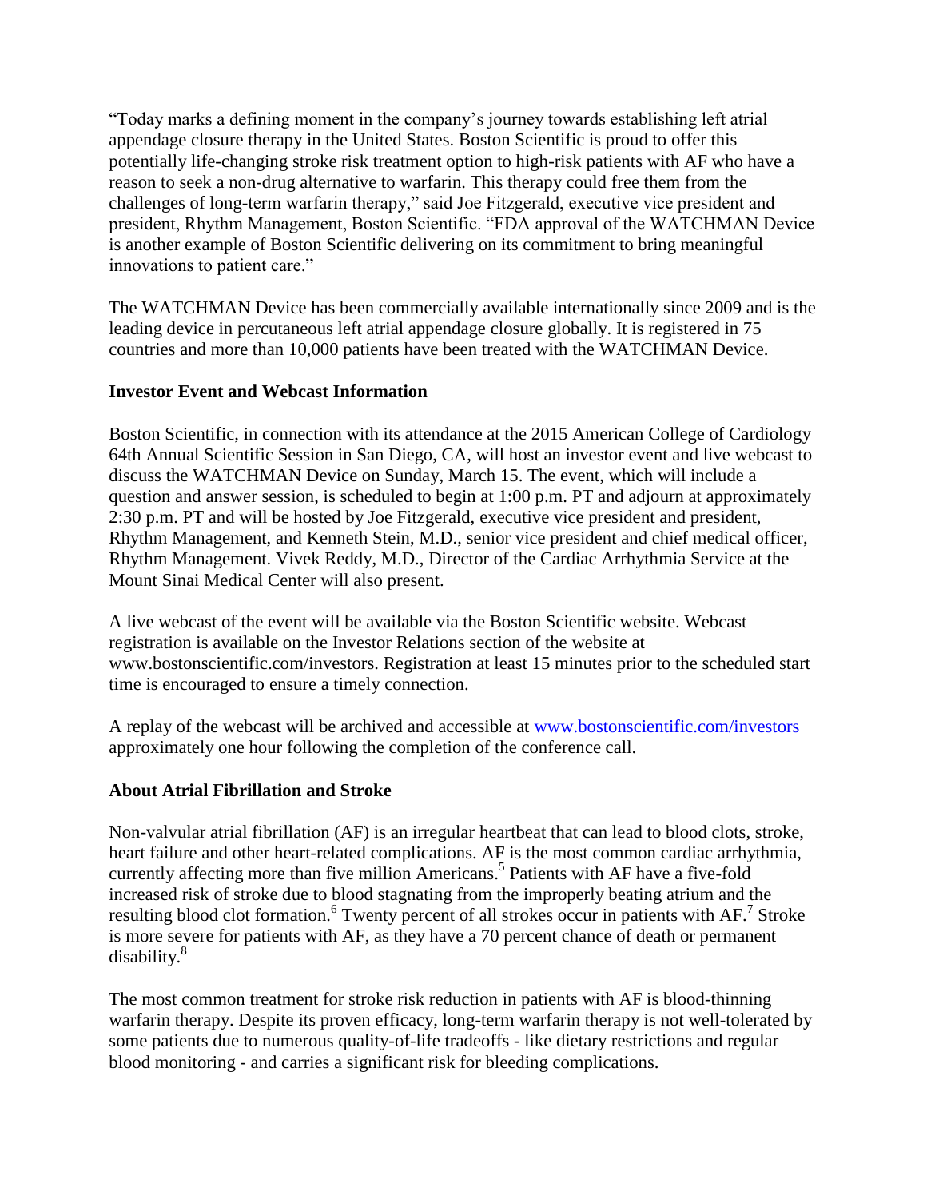"Today marks a defining moment in the company's journey towards establishing left atrial appendage closure therapy in the United States. Boston Scientific is proud to offer this potentially life-changing stroke risk treatment option to high-risk patients with AF who have a reason to seek a non-drug alternative to warfarin. This therapy could free them from the challenges of long-term warfarin therapy," said Joe Fitzgerald, executive vice president and president, Rhythm Management, Boston Scientific. "FDA approval of the WATCHMAN Device is another example of Boston Scientific delivering on its commitment to bring meaningful innovations to patient care."

The WATCHMAN Device has been commercially available internationally since 2009 and is the leading device in percutaneous left atrial appendage closure globally. It is registered in 75 countries and more than 10,000 patients have been treated with the WATCHMAN Device.

**Investor Event and Webcast Information**

Boston Scientific, in connection with its attendance at the 2015 American College of Cardiology 64th Annual Scientific Session in San Diego, CA, will host an investor event and live webcast to discuss the WATCHMAN Device on Sunday, March 15. The event, which will include a question and answer session, is scheduled to begin at 1:00 p.m. PT and adjourn at approximately 2:30 p.m. PT and will be hosted by Joe Fitzgerald, executive vice president and president, Rhythm Management, and Kenneth Stein, M.D., senior vice president and chief medical officer, Rhythm Management. Vivek Reddy, M.D., Director of the Cardiac Arrhythmia Service at the Mount Sinai Medical Center will also present.

A live webcast of the event will be available via the Boston Scientific website. Webcast registration is available on the Investor Relations section of the website at www.bostonscientific.com/investors. Registration at least 15 minutes prior to the scheduled start time is encouraged to ensure a timely connection.

A replay of the webcast will be archived and accessible at www.bostonscientific.com/investors approximately one hour following the completion of the conference call.

**About Atrial Fibrillation and Stroke**

Non-valvular atrial fibrillation (AF) is an irregular heartbeat that can lead to blood clots, stroke, heart failure and other heart-related complications. AF is the most common cardiac arrhythmia, currently affecting more than five million Americans.[5] Patients with AF have a five-fold increased risk of stroke due to blood stagnating from the improperly beating atrium and the resulting blood clot formation.[6] Twenty percent of all strokes occur in patients with AF.[7] Stroke is more severe for patients with AF, as they have a 70 percent chance of death or permanent disability.[8]

The most common treatment for stroke risk reduction in patients with AF is blood-thinning warfarin therapy. Despite its proven efficacy, long-term warfarin therapy is not well-tolerated by some patients due to numerous quality-of-life tradeoffs - like dietary restrictions and regular blood monitoring - and carries a significant risk for bleeding complications.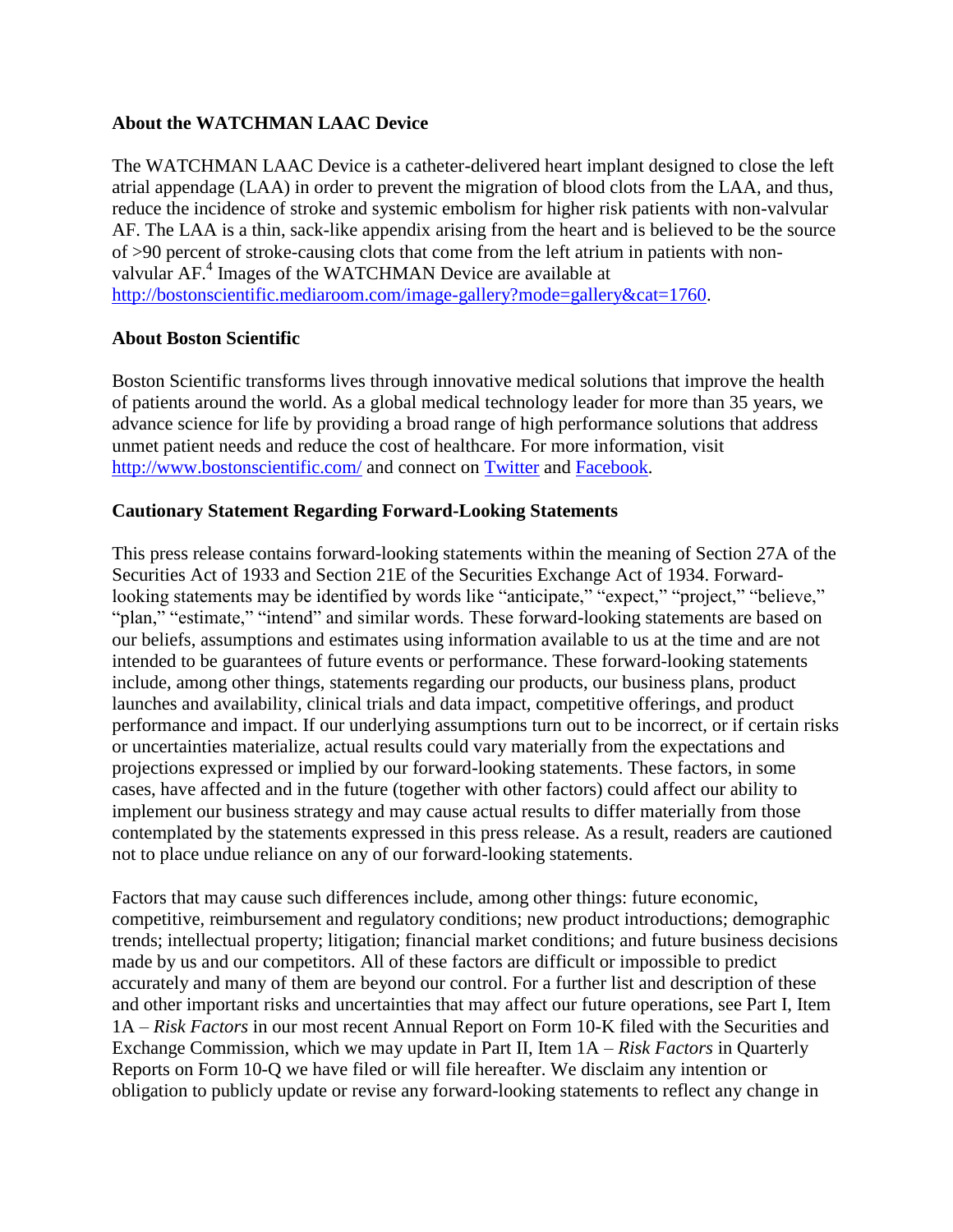### About the WATCHMAN LAAC Device

The WATCHMAN LAAC Device is a catheter-delivered heart implant designed to close the left atrial appendage (LAA) in order to prevent the migration of blood clots from the LAA, and thus, reduce the incidence of stroke and systemic embolism for higher risk patients with non-valvular AF. The LAA is a thin, sack-like appendix arising from the heart and is believed to be the source of >90 percent of stroke-causing clots that come from the left atrium in patients with non-valvular AF.[4] Images of the WATCHMAN Device are available at [http://bostonscientific.mediaroom.com/image-gallery?mode=gallery&cat=1760](http://bostonscientific.mediaroom.com/image-gallery?mode=gallery&cat=1760).

### About Boston Scientific

Boston Scientific transforms lives through innovative medical solutions that improve the health of patients around the world. As a global medical technology leader for more than 35 years, we advance science for life by providing a broad range of high performance solutions that address unmet patient needs and reduce the cost of healthcare. For more information, visit [http://www.bostonscientific.com/](http://www.bostonscientific.com/) and connect on [Twitter]() and [Facebook]().

### Cautionary Statement Regarding Forward-Looking Statements

This press release contains forward-looking statements within the meaning of Section 27A of the Securities Act of 1933 and Section 21E of the Securities Exchange Act of 1934. Forward-looking statements may be identified by words like "anticipate," "expect," "project," "believe," "plan," "estimate," "intend" and similar words. These forward-looking statements are based on our beliefs, assumptions and estimates using information available to us at the time and are not intended to be guarantees of future events or performance. These forward-looking statements include, among other things, statements regarding our products, our business plans, product launches and availability, clinical trials and data impact, competitive offerings, and product performance and impact. If our underlying assumptions turn out to be incorrect, or if certain risks or uncertainties materialize, actual results could vary materially from the expectations and projections expressed or implied by our forward-looking statements. These factors, in some cases, have affected and in the future (together with other factors) could affect our ability to implement our business strategy and may cause actual results to differ materially from those contemplated by the statements expressed in this press release. As a result, readers are cautioned not to place undue reliance on any of our forward-looking statements.

Factors that may cause such differences include, among other things: future economic, competitive, reimbursement and regulatory conditions; new product introductions; demographic trends; intellectual property; litigation; financial market conditions; and future business decisions made by us and our competitors. All of these factors are difficult or impossible to predict accurately and many of them are beyond our control. For a further list and description of these and other important risks and uncertainties that may affect our future operations, see Part I, Item 1A – *Risk Factors* in our most recent Annual Report on Form 10-K filed with the Securities and Exchange Commission, which we may update in Part II, Item 1A – *Risk Factors* in Quarterly Reports on Form 10-Q we have filed or will file hereafter. We disclaim any intention or obligation to publicly update or revise any forward-looking statements to reflect any change in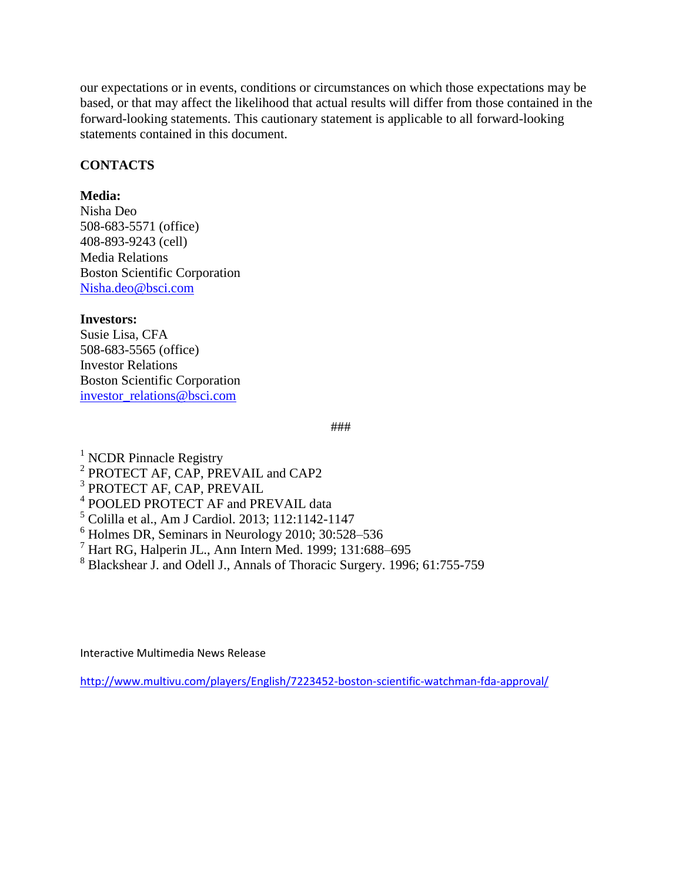our expectations or in events, conditions or circumstances on which those expectations may be based, or that may affect the likelihood that actual results will differ from those contained in the forward-looking statements. This cautionary statement is applicable to all forward-looking statements contained in this document.

**CONTACTS**

**Media:**
Nisha Deo
508-683-5571 (office)
408-893-9243 (cell)
Media Relations
Boston Scientific Corporation
Nisha.deo@bsci.com

**Investors:**
Susie Lisa, CFA
508-683-5565 (office)
Investor Relations
Boston Scientific Corporation
investor_relations@bsci.com

###

[1] NCDR Pinnacle Registry
[2] PROTECT AF, CAP, PREVAIL and CAP2
[3] PROTECT AF, CAP, PREVAIL
[4] POOLED PROTECT AF and PREVAIL data
[5] Colilla et al., Am J Cardiol. 2013; 112:1142-1147
[6] Holmes DR, Seminars in Neurology 2010; 30:528–536
[7] Hart RG, Halperin JL., Ann Intern Med. 1999; 131:688–695
[8] Blackshear J. and Odell J., Annals of Thoracic Surgery. 1996; 61:755-759

Interactive Multimedia News Release

http://www.multivu.com/players/English/7223452-boston-scientific-watchman-fda-approval/